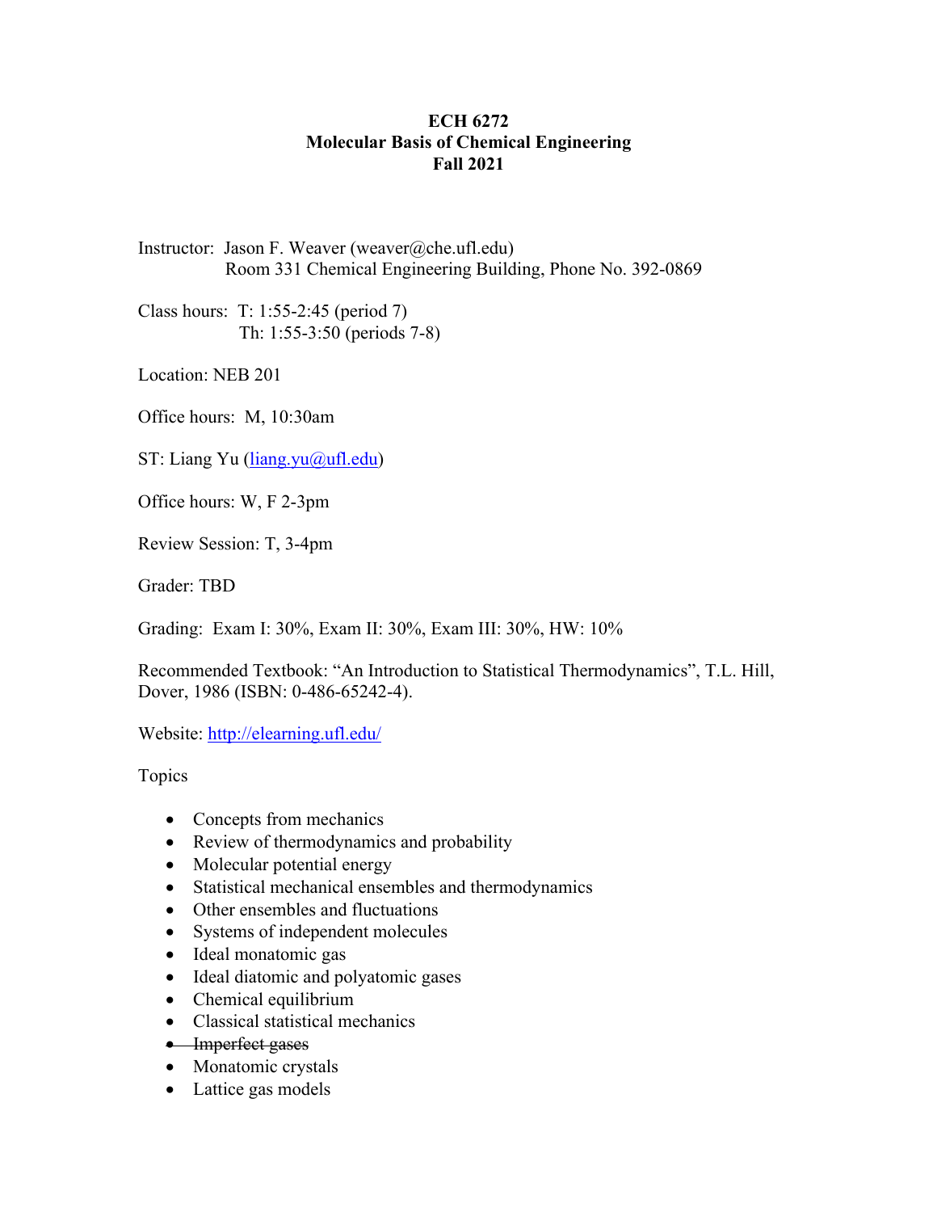# ECH 6272
# Molecular Basis of Chemical Engineering
# Fall 2021

Instructor: Jason F. Weaver (weaver@che.ufl.edu)
Room 331 Chemical Engineering Building, Phone No. 392-0869

Class hours: T: 1:55-2:45 (period 7)
Th: 1:55-3:50 (periods 7-8)

Location: NEB 201

Office hours: M, 10:30am

ST: Liang Yu (liang.yu@ufl.edu)

Office hours: W, F 2-3pm

Review Session: T, 3-4pm

Grader: TBD

Grading: Exam I: 30%, Exam II: 30%, Exam III: 30%, HW: 10%

Recommended Textbook: "An Introduction to Statistical Thermodynamics", T.L. Hill, Dover, 1986 (ISBN: 0-486-65242-4).

Website: http://elearning.ufl.edu/

Topics

- Concepts from mechanics
- Review of thermodynamics and probability
- Molecular potential energy
- Statistical mechanical ensembles and thermodynamics
- Other ensembles and fluctuations
- Systems of independent molecules
- Ideal monatomic gas
- Ideal diatomic and polyatomic gases
- Chemical equilibrium
- Classical statistical mechanics
- ~~Imperfect gases~~
- Monatomic crystals
- Lattice gas models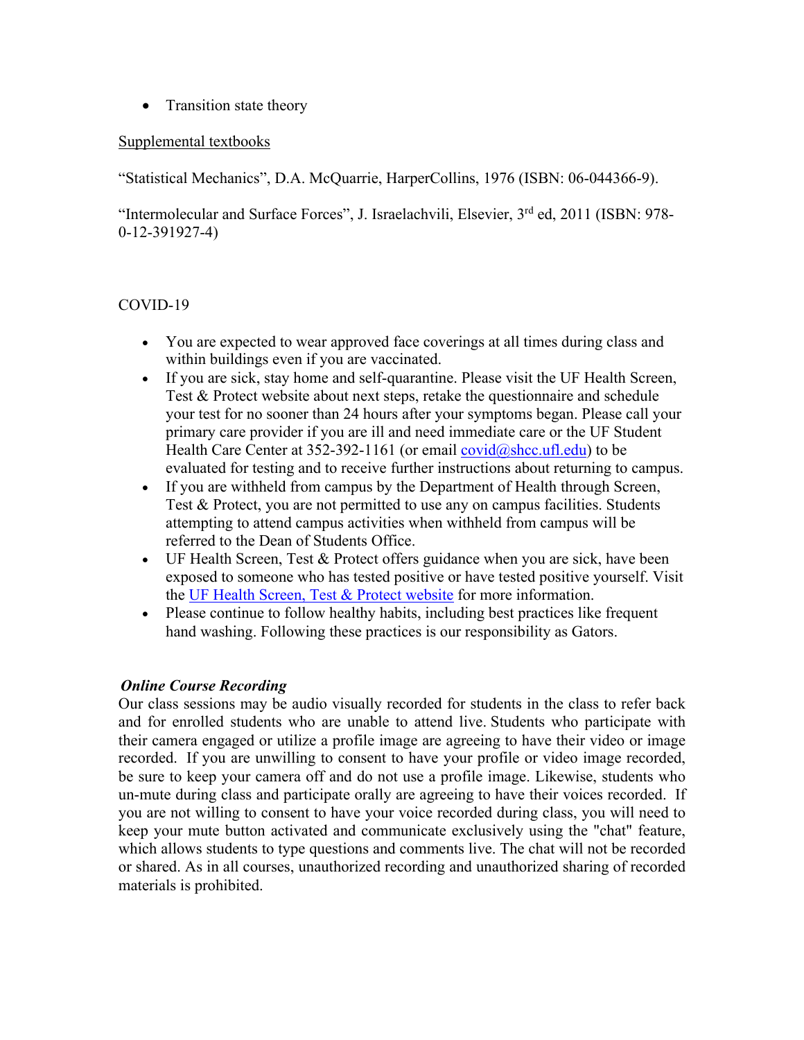- Transition state theory

Supplemental textbooks

"Statistical Mechanics", D.A. McQuarrie, HarperCollins, 1976 (ISBN: 06-044366-9).

"Intermolecular and Surface Forces", J. Israelachvili, Elsevier, 3rd ed, 2011 (ISBN: 978-0-12-391927-4)

COVID-19

- You are expected to wear approved face coverings at all times during class and within buildings even if you are vaccinated.
- If you are sick, stay home and self-quarantine. Please visit the UF Health Screen, Test & Protect website about next steps, retake the questionnaire and schedule your test for no sooner than 24 hours after your symptoms began. Please call your primary care provider if you are ill and need immediate care or the UF Student Health Care Center at 352-392-1161 (or email covid@shcc.ufl.edu) to be evaluated for testing and to receive further instructions about returning to campus.
- If you are withheld from campus by the Department of Health through Screen, Test & Protect, you are not permitted to use any on campus facilities. Students attempting to attend campus activities when withheld from campus will be referred to the Dean of Students Office.
- UF Health Screen, Test & Protect offers guidance when you are sick, have been exposed to someone who has tested positive or have tested positive yourself. Visit the UF Health Screen, Test & Protect website for more information.
- Please continue to follow healthy habits, including best practices like frequent hand washing. Following these practices is our responsibility as Gators.

***Online Course Recording***

Our class sessions may be audio visually recorded for students in the class to refer back and for enrolled students who are unable to attend live. Students who participate with their camera engaged or utilize a profile image are agreeing to have their video or image recorded. If you are unwilling to consent to have your profile or video image recorded, be sure to keep your camera off and do not use a profile image. Likewise, students who un-mute during class and participate orally are agreeing to have their voices recorded. If you are not willing to consent to have your voice recorded during class, you will need to keep your mute button activated and communicate exclusively using the "chat" feature, which allows students to type questions and comments live. The chat will not be recorded or shared. As in all courses, unauthorized recording and unauthorized sharing of recorded materials is prohibited.